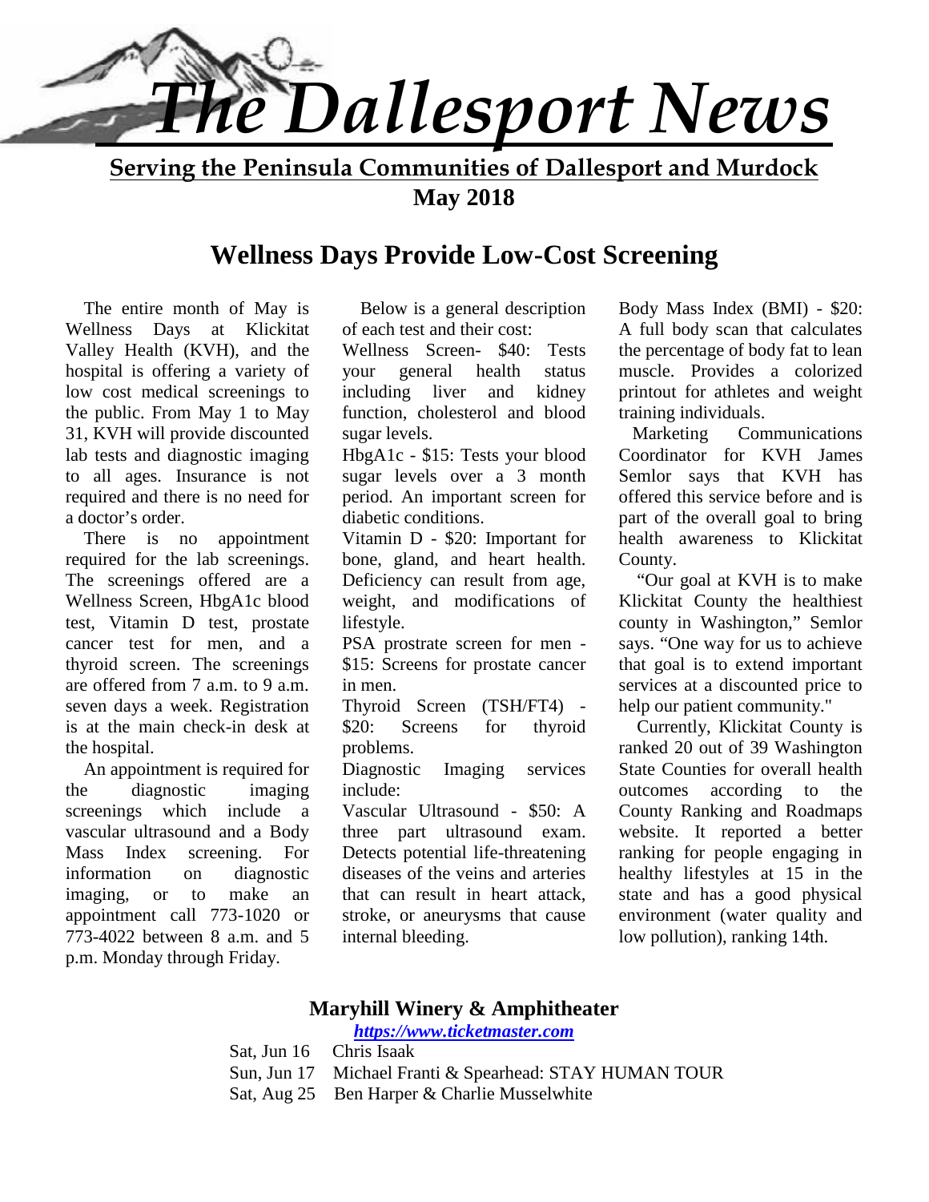# The Dallesport News

**Serving the Peninsula Communities of Dallesport and Murdock**

**May 2018**

## Wellness Days Provide Low-Cost Screening

The entire month of May is Wellness Days at Klickitat Valley Health (KVH), and the hospital is offering a variety of low cost medical screenings to the public. From May 1 to May 31, KVH will provide discounted lab tests and diagnostic imaging to all ages. Insurance is not required and there is no need for a doctor's order.

There is no appointment required for the lab screenings. The screenings offered are a Wellness Screen, HbgA1c blood test, Vitamin D test, prostate cancer test for men, and a thyroid screen. The screenings are offered from 7 a.m. to 9 a.m. seven days a week. Registration is at the main check-in desk at the hospital.

An appointment is required for the diagnostic imaging screenings which include a vascular ultrasound and a Body Mass Index screening. For information on diagnostic imaging, or to make an appointment call 773-1020 or 773-4022 between 8 a.m. and 5 p.m. Monday through Friday.

Below is a general description of each test and their cost:

Wellness Screen- $40: Tests your general health status including liver and kidney function, cholesterol and blood sugar levels.

HbgA1c - $15: Tests your blood sugar levels over a 3 month period. An important screen for diabetic conditions.

Vitamin D - $20: Important for bone, gland, and heart health. Deficiency can result from age, weight, and modifications of lifestyle.

PSA prostrate screen for men - $15: Screens for prostate cancer in men.

Thyroid Screen (TSH/FT4) - $20: Screens for thyroid problems.

Diagnostic Imaging services include:

Vascular Ultrasound - $50: A three part ultrasound exam. Detects potential life-threatening diseases of the veins and arteries that can result in heart attack, stroke, or aneurysms that cause internal bleeding.

Body Mass Index (BMI) - $20: A full body scan that calculates the percentage of body fat to lean muscle. Provides a colorized printout for athletes and weight training individuals.

Marketing Communications Coordinator for KVH James Semlor says that KVH has offered this service before and is part of the overall goal to bring health awareness to Klickitat County.

"Our goal at KVH is to make Klickitat County the healthiest county in Washington," Semlor says. "One way for us to achieve that goal is to extend important services at a discounted price to help our patient community."

Currently, Klickitat County is ranked 20 out of 39 Washington State Counties for overall health outcomes according to the County Ranking and Roadmaps website. It reported a better ranking for people engaging in healthy lifestyles at 15 in the state and has a good physical environment (water quality and low pollution), ranking 14th.

### Maryhill Winery & Amphitheater

***https://www.ticketmaster.com***

Sat, Jun 16 Chris Isaak
Sun, Jun 17 Michael Franti & Spearhead: STAY HUMAN TOUR
Sat, Aug 25 Ben Harper & Charlie Musselwhite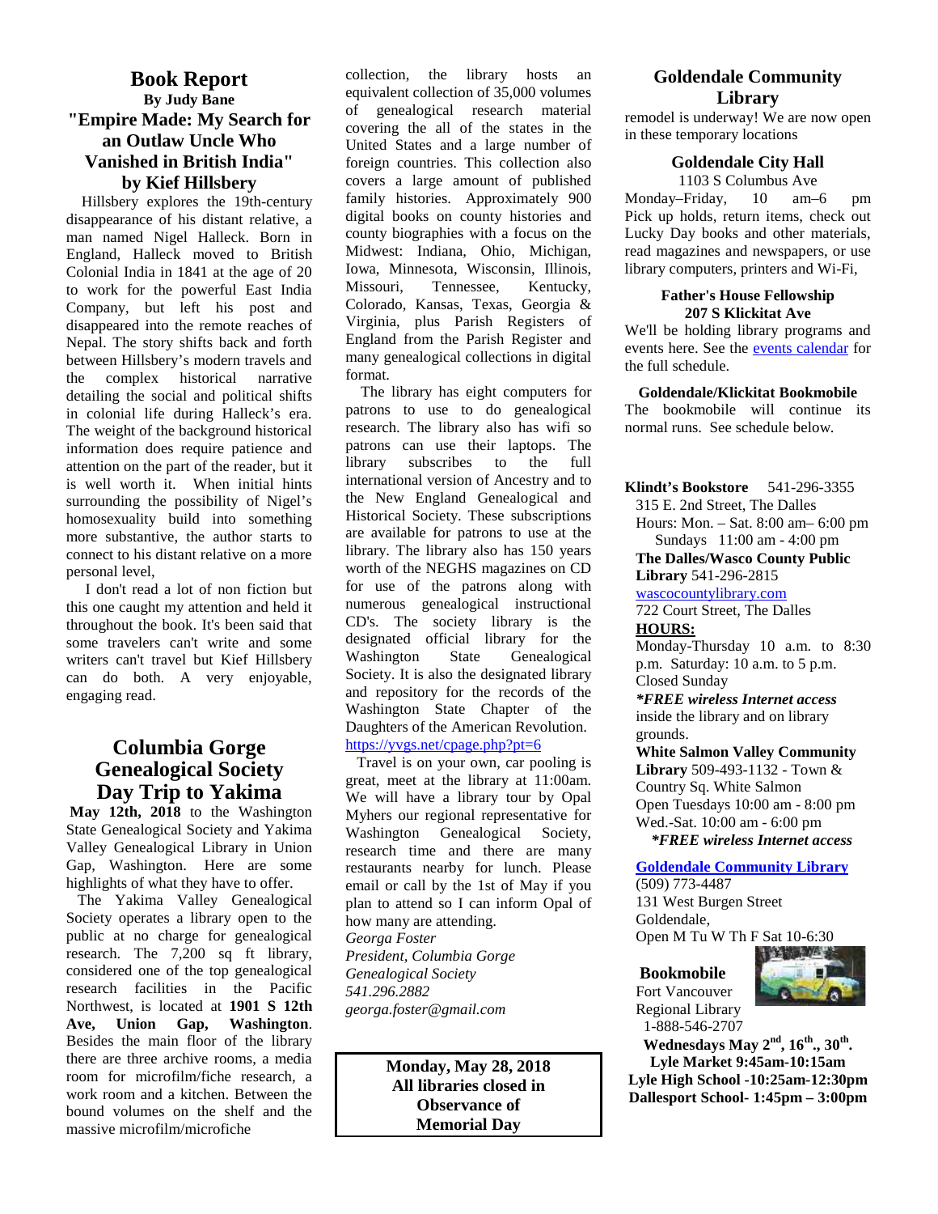## Book Report

**By Judy Bane**

### "Empire Made: My Search for an Outlaw Uncle Who Vanished in British India" by Kief Hillsbery

Hillsbery explores the 19th-century disappearance of his distant relative, a man named Nigel Halleck. Born in England, Halleck moved to British Colonial India in 1841 at the age of 20 to work for the powerful East India Company, but left his post and disappeared into the remote reaches of Nepal. The story shifts back and forth between Hillsbery's modern travels and the complex historical narrative detailing the social and political shifts in colonial life during Halleck's era. The weight of the background historical information does require patience and attention on the part of the reader, but it is well worth it. When initial hints surrounding the possibility of Nigel's homosexuality build into something more substantive, the author starts to connect to his distant relative on a more personal level,

I don't read a lot of non fiction but this one caught my attention and held it throughout the book. It's been said that some travelers can't write and some writers can't travel but Kief Hillsbery can do both. A very enjoyable, engaging read.

## Columbia Gorge Genealogical Society Day Trip to Yakima

**May 12th, 2018** to the Washington State Genealogical Society and Yakima Valley Genealogical Library in Union Gap, Washington. Here are some highlights of what they have to offer.

The Yakima Valley Genealogical Society operates a library open to the public at no charge for genealogical research. The 7,200 sq ft library, considered one of the top genealogical research facilities in the Pacific Northwest, is located at **1901 S 12th Ave, Union Gap, Washington**. Besides the main floor of the library there are three archive rooms, a media room for microfilm/fiche research, a work room and a kitchen. Between the bound volumes on the shelf and the massive microfilm/microfiche collection, the library hosts an equivalent collection of 35,000 volumes of genealogical research material covering the all of the states in the United States and a large number of foreign countries. This collection also covers a large amount of published family histories. Approximately 900 digital books on county histories and county biographies with a focus on the Midwest: Indiana, Ohio, Michigan, Iowa, Minnesota, Wisconsin, Illinois, Missouri, Tennessee, Kentucky, Colorado, Kansas, Texas, Georgia & Virginia, plus Parish Registers of England from the Parish Register and many genealogical collections in digital format.

The library has eight computers for patrons to use to do genealogical research. The library also has wifi so patrons can use their laptops. The library subscribes to the full international version of Ancestry and to the New England Genealogical and Historical Society. These subscriptions are available for patrons to use at the library. The library also has 150 years worth of the NEGHS magazines on CD for use of the patrons along with numerous genealogical instructional CD's. The society library is the designated official library for the Washington State Genealogical Society. It is also the designated library and repository for the records of the Washington State Chapter of the Daughters of the American Revolution. https://yvgs.net/cpage.php?pt=6

Travel is on your own, car pooling is great, meet at the library at 11:00am. We will have a library tour by Opal Myhers our regional representative for Washington Genealogical Society, research time and there are many restaurants nearby for lunch. Please email or call by the 1st of May if you plan to attend so I can inform Opal of how many are attending.

*Georga Foster*
*President, Columbia Gorge Genealogical Society*
*541.296.2882*
*georga.foster@gmail.com*

**Monday, May 28, 2018**
**All libraries closed in Observance of Memorial Day**

## Goldendale Community Library

remodel is underway! We are now open in these temporary locations

### Goldendale City Hall

1103 S Columbus Ave
Monday–Friday, 10 am–6 pm
Pick up holds, return items, check out Lucky Day books and other materials, read magazines and newspapers, or use library computers, printers and Wi-Fi,

### Father's House Fellowship

**207 S Klickitat Ave**

We'll be holding library programs and events here. See the events calendar for the full schedule.

### Goldendale/Klickitat Bookmobile

The bookmobile will continue its normal runs. See schedule below.

**Klindt's Bookstore** 541-296-3355
315 E. 2nd Street, The Dalles
Hours: Mon. – Sat. 8:00 am– 6:00 pm
Sundays 11:00 am - 4:00 pm

**The Dalles/Wasco County Public Library** 541-296-2815
wascocountylibrary.com
722 Court Street, The Dalles
**HOURS:**
Monday-Thursday 10 a.m. to 8:30 p.m. Saturday: 10 a.m. to 5 p.m.
Closed Sunday
***FREE wireless Internet access** inside the library and on library grounds.

**White Salmon Valley Community Library** 509-493-1132 - Town & Country Sq. White Salmon
Open Tuesdays 10:00 am - 8:00 pm
Wed.-Sat. 10:00 am - 6:00 pm
***FREE wireless Internet access***

**Goldendale Community Library**
(509) 773-4487
131 West Burgen Street
Goldendale,
Open M Tu W Th F Sat 10-6:30

**Bookmobile**
Fort Vancouver Regional Library
1-888-546-2707
**Wednesdays May 2nd, 16th., 30th.**
**Lyle Market 9:45am-10:15am**
**Lyle High School -10:25am-12:30pm**
**Dallesport School- 1:45pm – 3:00pm**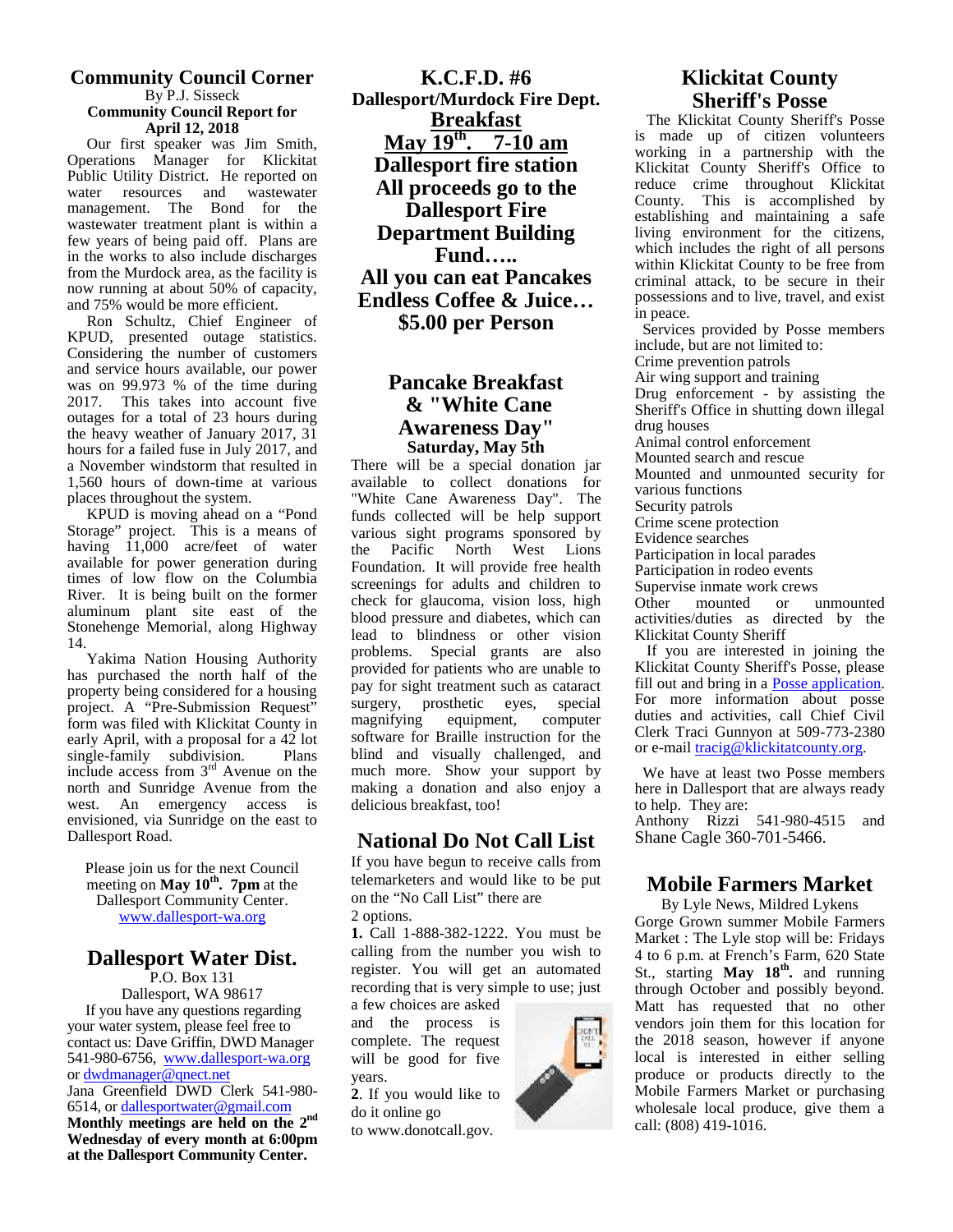## Community Council Corner

By P.J. Sisseck

**Community Council Report for April 12, 2018**

Our first speaker was Jim Smith, Operations Manager for Klickitat Public Utility District. He reported on water resources and wastewater management. The Bond for the wastewater treatment plant is within a few years of being paid off. Plans are in the works to also include discharges from the Murdock area, as the facility is now running at about 50% of capacity, and 75% would be more efficient.

Ron Schultz, Chief Engineer of KPUD, presented outage statistics. Considering the number of customers and service hours available, our power was on 99.973 % of the time during 2017. This takes into account five outages for a total of 23 hours during the heavy weather of January 2017, 31 hours for a failed fuse in July 2017, and a November windstorm that resulted in 1,560 hours of down-time at various places throughout the system.

KPUD is moving ahead on a "Pond Storage" project. This is a means of having 11,000 acre/feet of water available for power generation during times of low flow on the Columbia River. It is being built on the former aluminum plant site east of the Stonehenge Memorial, along Highway 14.

Yakima Nation Housing Authority has purchased the north half of the property being considered for a housing project. A "Pre-Submission Request" form was filed with Klickitat County in early April, with a proposal for a 42 lot single-family subdivision. Plans include access from 3rd Avenue on the north and Sunridge Avenue from the west. An emergency access is envisioned, via Sunridge on the east to Dallesport Road.

Please join us for the next Council meeting on **May 10th. 7pm** at the Dallesport Community Center.
www.dallesport-wa.org

## Dallesport Water Dist.

P.O. Box 131
Dallesport, WA 98617

If you have any questions regarding your water system, please feel free to contact us: Dave Griffin, DWD Manager 541-980-6756, www.dallesport-wa.org or dwdmanager@qnect.net
Jana Greenfield DWD Clerk 541-980-6514, or dallesportwater@gmail.com
**Monthly meetings are held on the 2nd Wednesday of every month at 6:00pm at the Dallesport Community Center.**

## K.C.F.D. #6
### Dallesport/Murdock Fire Dept.

## Breakfast
## May 19th. 7-10 am
## Dallesport fire station

**All proceeds go to the Dallesport Fire Department Building Fund…..**

**All you can eat Pancakes**
**Endless Coffee & Juice…**
**$5.00 per Person**

## Pancake Breakfast & "White Cane Awareness Day"

**Saturday, May 5th**

There will be a special donation jar available to collect donations for "White Cane Awareness Day". The funds collected will be help support various sight programs sponsored by the Pacific North West Lions Foundation. It will provide free health screenings for adults and children to check for glaucoma, vision loss, high blood pressure and diabetes, which can lead to blindness or other vision problems. Special grants are also provided for patients who are unable to pay for sight treatment such as cataract surgery, prosthetic eyes, special magnifying equipment, computer software for Braille instruction for the blind and visually challenged, and much more. Show your support by making a donation and also enjoy a delicious breakfast, too!

## National Do Not Call List

If you have begun to receive calls from telemarketers and would like to be put on the "No Call List" there are 2 options.

**1.** Call 1-888-382-1222. You must be calling from the number you wish to register. You will get an automated recording that is very simple to use; just a few choices are asked and the process is complete. The request will be good for five years.

**2**. If you would like to do it online go to www.donotcall.gov.

## Klickitat County Sheriff's Posse

The Klickitat County Sheriff's Posse is made up of citizen volunteers working in a partnership with the Klickitat County Sheriff's Office to reduce crime throughout Klickitat County. This is accomplished by establishing and maintaining a safe living environment for the citizens, which includes the right of all persons within Klickitat County to be free from criminal attack, to be secure in their possessions and to live, travel, and exist in peace.

Services provided by Posse members include, but are not limited to:
Crime prevention patrols
Air wing support and training
Drug enforcement - by assisting the Sheriff's Office in shutting down illegal drug houses
Animal control enforcement
Mounted search and rescue
Mounted and unmounted security for various functions
Security patrols
Crime scene protection
Evidence searches
Participation in local parades
Participation in rodeo events
Supervise inmate work crews
Other mounted or unmounted activities/duties as directed by the Klickitat County Sheriff

If you are interested in joining the Klickitat County Sheriff's Posse, please fill out and bring in a Posse application. For more information about posse duties and activities, call Chief Civil Clerk Traci Gunnyon at 509-773-2380 or e-mail tracig@klickitatcounty.org.

We have at least two Posse members here in Dallesport that are always ready to help. They are:
Anthony Rizzi 541-980-4515 and Shane Cagle 360-701-5466.

## Mobile Farmers Market

By Lyle News, Mildred Lykens

Gorge Grown summer Mobile Farmers Market : The Lyle stop will be: Fridays 4 to 6 p.m. at French's Farm, 620 State St., starting **May 18th.** and running through October and possibly beyond. Matt has requested that no other vendors join them for this location for the 2018 season, however if anyone local is interested in either selling produce or products directly to the Mobile Farmers Market or purchasing wholesale local produce, give them a call: (808) 419-1016.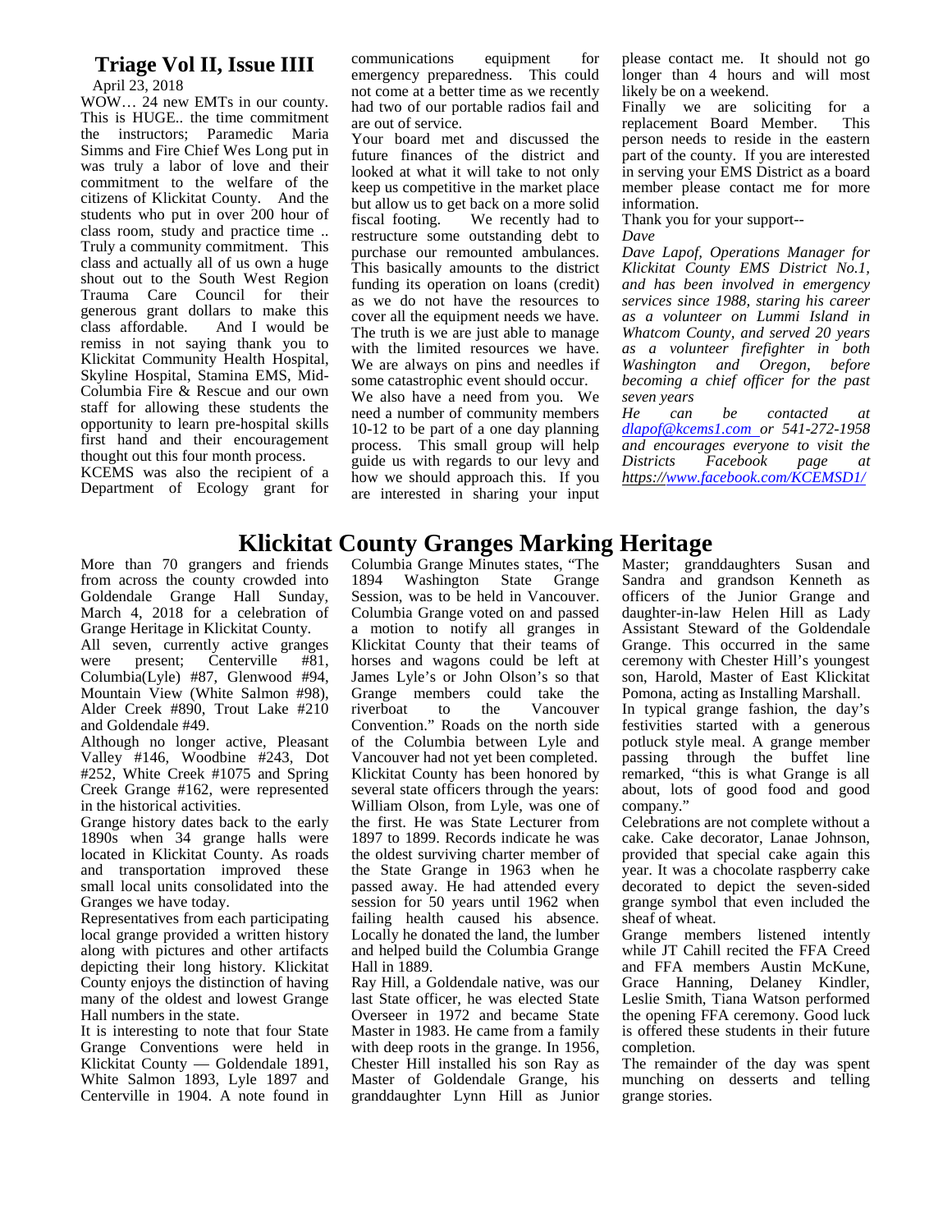## Triage Vol II, Issue IIII

April 23, 2018

WOW… 24 new EMTs in our county. This is HUGE.. the time commitment the instructors; Paramedic Maria Simms and Fire Chief Wes Long put in was truly a labor of love and their commitment to the welfare of the citizens of Klickitat County. And the students who put in over 200 hour of class room, study and practice time .. Truly a community commitment. This class and actually all of us own a huge shout out to the South West Region Trauma Care Council for their generous grant dollars to make this class affordable. And I would be remiss in not saying thank you to Klickitat Community Health Hospital, Skyline Hospital, Stamina EMS, Mid-Columbia Fire & Rescue and our own staff for allowing these students the opportunity to learn pre-hospital skills first hand and their encouragement thought out this four month process.

KCEMS was also the recipient of a Department of Ecology grant for communications equipment for emergency preparedness. This could not come at a better time as we recently had two of our portable radios fail and are out of service.

Your board met and discussed the future finances of the district and looked at what it will take to not only keep us competitive in the market place but allow us to get back on a more solid fiscal footing. We recently had to restructure some outstanding debt to purchase our remounted ambulances. This basically amounts to the district funding its operation on loans (credit) as we do not have the resources to cover all the equipment needs we have. The truth is we are just able to manage with the limited resources we have. We are always on pins and needles if some catastrophic event should occur.

We also have a need from you. We need a number of community members 10-12 to be part of a one day planning process. This small group will help guide us with regards to our levy and how we should approach this. If you are interested in sharing your input please contact me. It should not go longer than 4 hours and will most likely be on a weekend.

Finally we are soliciting for a replacement Board Member. This person needs to reside in the eastern part of the county. If you are interested in serving your EMS District as a board member please contact me for more information.

Thank you for your support--

*Dave*

*Dave Lapof, Operations Manager for Klickitat County EMS District No.1, and has been involved in emergency services since 1988, staring his career as a volunteer on Lummi Island in Whatcom County, and served 20 years as a volunteer firefighter in both Washington and Oregon, before becoming a chief officer for the past seven years*

*He can be contacted at dlapof@kcems1.com or 541-272-1958 and encourages everyone to visit the Districts Facebook page at https://www.facebook.com/KCEMSD1/*

# Klickitat County Granges Marking Heritage

More than 70 grangers and friends from across the county crowded into Goldendale Grange Hall Sunday, March 4, 2018 for a celebration of Grange Heritage in Klickitat County.

All seven, currently active granges were present; Centerville #81, Columbia(Lyle) #87, Glenwood #94, Mountain View (White Salmon #98), Alder Creek #890, Trout Lake #210 and Goldendale #49.

Although no longer active, Pleasant Valley #146, Woodbine #243, Dot #252, White Creek #1075 and Spring Creek Grange #162, were represented in the historical activities.

Grange history dates back to the early 1890s when 34 grange halls were located in Klickitat County. As roads and transportation improved these small local units consolidated into the Granges we have today.

Representatives from each participating local grange provided a written history along with pictures and other artifacts depicting their long history. Klickitat County enjoys the distinction of having many of the oldest and lowest Grange Hall numbers in the state.

It is interesting to note that four State Grange Conventions were held in Klickitat County — Goldendale 1891, White Salmon 1893, Lyle 1897 and Centerville in 1904. A note found in Columbia Grange Minutes states, "The 1894 Washington State Grange Session, was to be held in Vancouver. Columbia Grange voted on and passed a motion to notify all granges in Klickitat County that their teams of horses and wagons could be left at James Lyle's or John Olson's so that Grange members could take the riverboat to the Vancouver Convention." Roads on the north side of the Columbia between Lyle and Vancouver had not yet been completed.

Klickitat County has been honored by several state officers through the years: William Olson, from Lyle, was one of the first. He was State Lecturer from 1897 to 1899. Records indicate he was the oldest surviving charter member of the State Grange in 1963 when he passed away. He had attended every session for 50 years until 1962 when failing health caused his absence. Locally he donated the land, the lumber and helped build the Columbia Grange Hall in 1889.

Ray Hill, a Goldendale native, was our last State officer, he was elected State Overseer in 1972 and became State Master in 1983. He came from a family with deep roots in the grange. In 1956, Chester Hill installed his son Ray as Master of Goldendale Grange, his granddaughter Lynn Hill as Junior Master; granddaughters Susan and Sandra and grandson Kenneth as officers of the Junior Grange and daughter-in-law Helen Hill as Lady Assistant Steward of the Goldendale Grange. This occurred in the same ceremony with Chester Hill's youngest son, Harold, Master of East Klickitat Pomona, acting as Installing Marshall.

In typical grange fashion, the day's festivities started with a generous potluck style meal. A grange member passing through the buffet line remarked, "this is what Grange is all about, lots of good food and good company."

Celebrations are not complete without a cake. Cake decorator, Lanae Johnson, provided that special cake again this year. It was a chocolate raspberry cake decorated to depict the seven-sided grange symbol that even included the sheaf of wheat.

Grange members listened intently while JT Cahill recited the FFA Creed and FFA members Austin McKune, Grace Hanning, Delaney Kindler, Leslie Smith, Tiana Watson performed the opening FFA ceremony. Good luck is offered these students in their future completion.

The remainder of the day was spent munching on desserts and telling grange stories.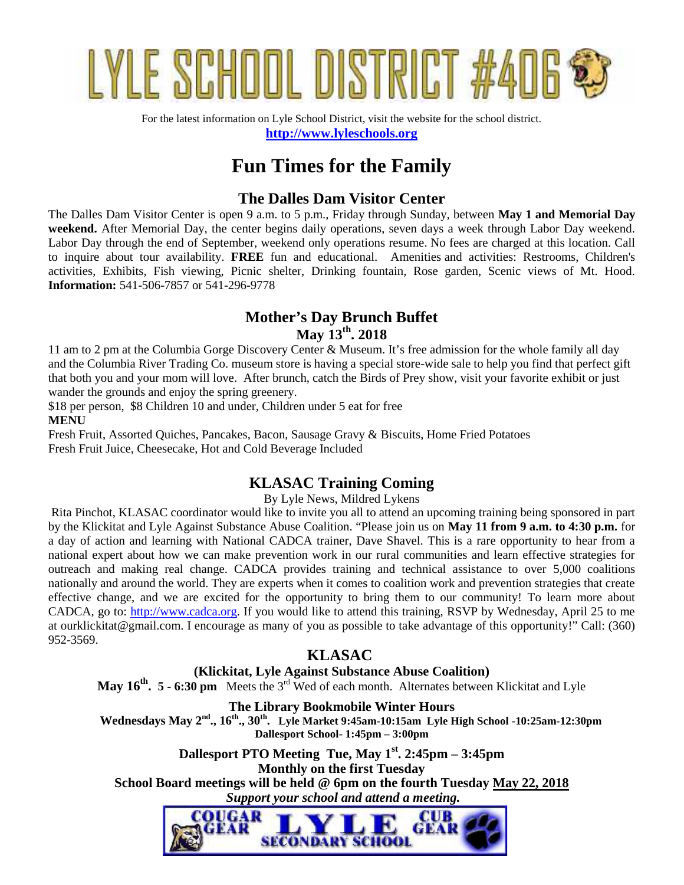# LYLE SCHOOL DISTRICT #406

For the latest information on Lyle School District, visit the website for the school district.
**http://www.lyleschools.org**

# Fun Times for the Family

## The Dalles Dam Visitor Center

The Dalles Dam Visitor Center is open 9 a.m. to 5 p.m., Friday through Sunday, between **May 1 and Memorial Day weekend.** After Memorial Day, the center begins daily operations, seven days a week through Labor Day weekend. Labor Day through the end of September, weekend only operations resume. No fees are charged at this location. Call to inquire about tour availability. **FREE** fun and educational. Amenities and activities: Restrooms, Children's activities, Exhibits, Fish viewing, Picnic shelter, Drinking fountain, Rose garden, Scenic views of Mt. Hood. **Information:** 541-506-7857 or 541-296-9778

## Mother's Day Brunch Buffet
## May 13th. 2018

11 am to 2 pm at the Columbia Gorge Discovery Center & Museum. It's free admission for the whole family all day and the Columbia River Trading Co. museum store is having a special store-wide sale to help you find that perfect gift that both you and your mom will love. After brunch, catch the Birds of Prey show, visit your favorite exhibit or just wander the grounds and enjoy the spring greenery.

$18 per person, $8 Children 10 and under, Children under 5 eat for free

**MENU**

Fresh Fruit, Assorted Quiches, Pancakes, Bacon, Sausage Gravy & Biscuits, Home Fried Potatoes
Fresh Fruit Juice, Cheesecake, Hot and Cold Beverage Included

## KLASAC Training Coming

By Lyle News, Mildred Lykens

Rita Pinchot, KLASAC coordinator would like to invite you all to attend an upcoming training being sponsored in part by the Klickitat and Lyle Against Substance Abuse Coalition. "Please join us on **May 11 from 9 a.m. to 4:30 p.m.** for a day of action and learning with National CADCA trainer, Dave Shavel. This is a rare opportunity to hear from a national expert about how we can make prevention work in our rural communities and learn effective strategies for outreach and making real change. CADCA provides training and technical assistance to over 5,000 coalitions nationally and around the world. They are experts when it comes to coalition work and prevention strategies that create effective change, and we are excited for the opportunity to bring them to our community! To learn more about CADCA, go to: http://www.cadca.org. If you would like to attend this training, RSVP by Wednesday, April 25 to me at ourklickitat@gmail.com. I encourage as many of you as possible to take advantage of this opportunity!" Call: (360) 952-3569.

## KLASAC

**(Klickitat, Lyle Against Substance Abuse Coalition)**

**May 16th. 5 - 6:30 pm** Meets the 3rd Wed of each month. Alternates between Klickitat and Lyle

**The Library Bookmobile Winter Hours**

**Wednesdays May 2nd., 16th., 30th. Lyle Market 9:45am-10:15am Lyle High School -10:25am-12:30pm Dallesport School- 1:45pm – 3:00pm**

**Dallesport PTO Meeting Tue, May 1st. 2:45pm – 3:45pm**
**Monthly on the first Tuesday**
**School Board meetings will be held @ 6pm on the fourth Tuesday May 22, 2018**
***Support your school and attend a meeting.***

COUGAR GEAR LYLE SECONDARY SCHOOL CUB GEAR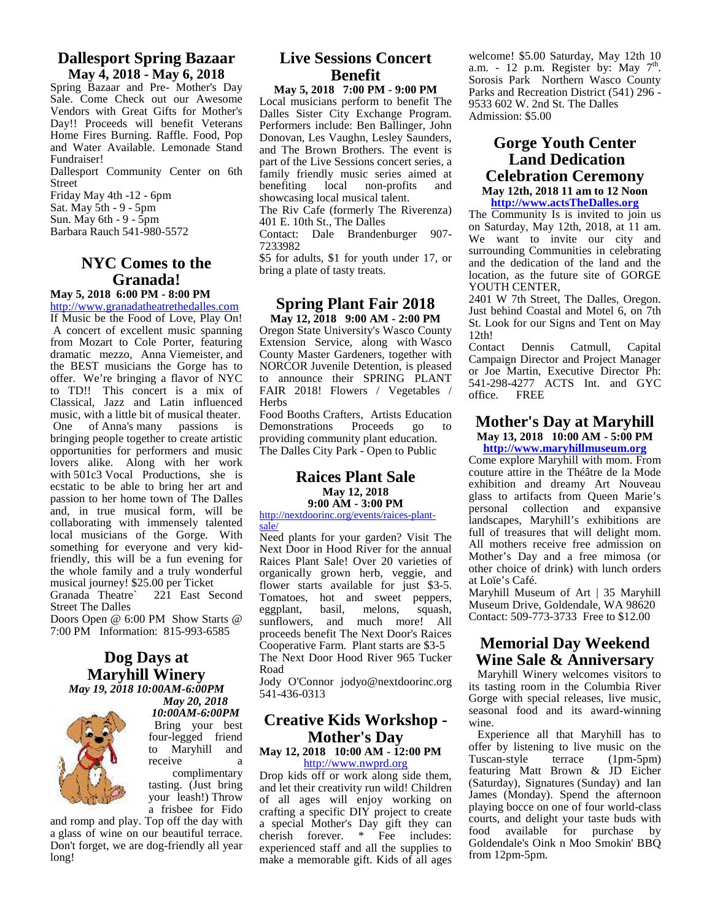## Dallesport Spring Bazaar

**May 4, 2018 - May 6, 2018**

Spring Bazaar and Pre- Mother's Day Sale. Come Check out our Awesome Vendors with Great Gifts for Mother's Day!! Proceeds will benefit Veterans Home Fires Burning. Raffle. Food, Pop and Water Available. Lemonade Stand Fundraiser!

Dallesport Community Center on 6th Street

Friday May 4th -12 - 6pm

Sat. May 5th - 9 - 5pm

Sun. May 6th - 9 - 5pm

Barbara Rauch 541-980-5572

## NYC Comes to the Granada!

**May 5, 2018 6:00 PM - 8:00 PM**

http://www.granadatheatrethedalles.com

If Music be the Food of Love, Play On! A concert of excellent music spanning from Mozart to Cole Porter, featuring dramatic mezzo, Anna Viemeister, and the BEST musicians the Gorge has to offer. We're bringing a flavor of NYC to TD!! This concert is a mix of Classical, Jazz and Latin influenced music, with a little bit of musical theater. One of Anna's many passions is bringing people together to create artistic opportunities for performers and music lovers alike. Along with her work with 501c3 Vocal Productions, she is ecstatic to be able to bring her art and passion to her home town of The Dalles and, in true musical form, will be collaborating with immensely talented local musicians of the Gorge. With something for everyone and very kid-friendly, this will be a fun evening for the whole family and a truly wonderful musical journey! $25.00 per Ticket

Granada Theatre` 221 East Second Street The Dalles

Doors Open @ 6:00 PM Show Starts @ 7:00 PM Information: 815-993-6585

## Dog Days at Maryhill Winery

***May 19, 2018 10:00AM-6:00PM***

***May 20, 2018 10:00AM-6:00PM***

Bring your best four-legged friend to Maryhill and receive a complimentary tasting. (Just bring your leash!) Throw a frisbee for Fido and romp and play. Top off the day with a glass of wine on our beautiful terrace. Don't forget, we are dog-friendly all year long!

## Live Sessions Concert Benefit

**May 5, 2018 7:00 PM - 9:00 PM**

Local musicians perform to benefit The Dalles Sister City Exchange Program. Performers include: Ben Ballinger, John Donovan, Les Vaughn, Lesley Saunders, and The Brown Brothers. The event is part of the Live Sessions concert series, a family friendly music series aimed at benefiting local non-profits and showcasing local musical talent.

The Riv Cafe (formerly The Riverenza) 401 E. 10th St., The Dalles

Contact: Dale Brandenburger 907-7233982

$5 for adults, $1 for youth under 17, or bring a plate of tasty treats.

## Spring Plant Fair 2018

**May 12, 2018 9:00 AM - 2:00 PM**

Oregon State University's Wasco County Extension Service, along with Wasco County Master Gardeners, together with NORCOR Juvenile Detention, is pleased to announce their SPRING PLANT FAIR 2018! Flowers / Vegetables / Herbs

Food Booths Crafters, Artists Education Demonstrations Proceeds go to providing community plant education.

The Dalles City Park - Open to Public

## Raices Plant Sale

**May 12, 2018**
**9:00 AM - 3:00 PM**

http://nextdoorinc.org/events/raices-plant-sale/

Need plants for your garden? Visit The Next Door in Hood River for the annual Raices Plant Sale! Over 20 varieties of organically grown herb, veggie, and flower starts available for just $3-5. Tomatoes, hot and sweet peppers, eggplant, basil, melons, squash, sunflowers, and much more! All proceeds benefit The Next Door's Raices Cooperative Farm. Plant starts are $3-5

The Next Door Hood River 965 Tucker Road

Jody O'Connor jodyo@nextdoorinc.org 541-436-0313

## Creative Kids Workshop - Mother's Day

**May 12, 2018 10:00 AM - 12:00 PM**

http://www.nwprd.org

Drop kids off or work along side them, and let their creativity run wild! Children of all ages will enjoy working on crafting a specific DIY project to create a special Mother's Day gift they can cherish forever. * Fee includes: experienced staff and all the supplies to make a memorable gift. Kids of all ages welcome! $5.00 Saturday, May 12th 10 a.m. - 12 p.m. Register by: May 7th. Sorosis Park Northern Wasco County Parks and Recreation District (541) 296 -9533 602 W. 2nd St. The Dalles

Admission: $5.00

## Gorge Youth Center Land Dedication Celebration Ceremony

**May 12th, 2018 11 am to 12 Noon**

**http://www.actsTheDalles.org**

The Community Is is invited to join us on Saturday, May 12th, 2018, at 11 am. We want to invite our city and surrounding Communities in celebrating and the dedication of the land and the location, as the future site of GORGE YOUTH CENTER,

2401 W 7th Street, The Dalles, Oregon. Just behind Coastal and Motel 6, on 7th St. Look for our Signs and Tent on May 12th!

Contact Dennis Catmull, Capital Campaign Director and Project Manager or Joe Martin, Executive Director Ph: 541-298-4277 ACTS Int. and GYC office. FREE

## Mother's Day at Maryhill

**May 13, 2018 10:00 AM - 5:00 PM**

**http://www.maryhillmuseum.org**

Come explore Maryhill with mom. From couture attire in the Théâtre de la Mode exhibition and dreamy Art Nouveau glass to artifacts from Queen Marie's personal collection and expansive landscapes, Maryhill's exhibitions are full of treasures that will delight mom. All mothers receive free admission on Mother's Day and a free mimosa (or other choice of drink) with lunch orders at Loïe's Café.

Maryhill Museum of Art | 35 Maryhill Museum Drive, Goldendale, WA 98620

Contact: 509-773-3733 Free to $12.00

## Memorial Day Weekend Wine Sale & Anniversary

Maryhill Winery welcomes visitors to its tasting room in the Columbia River Gorge with special releases, live music, seasonal food and its award-winning wine.

Experience all that Maryhill has to offer by listening to live music on the Tuscan-style terrace (1pm-5pm) featuring Matt Brown & JD Eicher (Saturday), Signatures (Sunday) and Ian James (Monday). Spend the afternoon playing bocce on one of four world-class courts, and delight your taste buds with food available for purchase by Goldendale's Oink n Moo Smokin' BBQ from 12pm-5pm.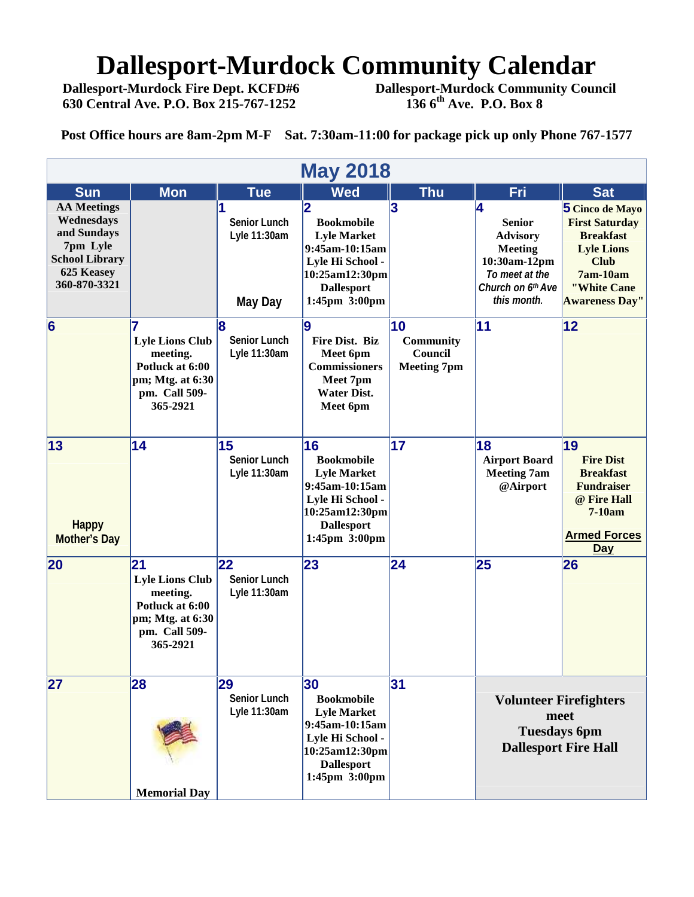# Dallesport-Murdock Community Calendar

**Dallesport-Murdock Fire Dept. KCFD#6**
**630 Central Ave. P.O. Box 215-767-1252**

**Dallesport-Murdock Community Council**
**136 6th Ave. P.O. Box 8**

**Post Office hours are 8am-2pm M-F Sat. 7:30am-11:00 for package pick up only Phone 767-1577**

## May 2018

| Sun | Mon | Tue | Wed | Thu | Fri | Sat |
|---|---|---|---|---|---|---|
| **AA Meetings Wednesdays and Sundays 7pm Lyle School Library 625 Keasey 360-870-3321** | | 1 Senior Lunch Lyle 11:30am May Day | 2 **Bookmobile Lyle Market 9:45am-10:15am Lyle Hi School - 10:25am12:30pm Dallesport 1:45pm 3:00pm** | 3 | 4 **Senior Advisory Meeting 10:30am-12pm** *To meet at the Church on 6th Ave this month.* | 5 **Cinco de Mayo First Saturday Breakfast Lyle Lions Club 7am-10am "White Cane Awareness Day"** |
| 6 | 7 **Lyle Lions Club meeting. Potluck at 6:00 pm; Mtg. at 6:30 pm. Call 509-365-2921** | 8 Senior Lunch Lyle 11:30am | 9 **Fire Dist. Biz Meet 6pm Commissioners Meet 7pm Water Dist. Meet 6pm** | 10 **Community Council Meeting 7pm** | 11 | 12 |
| 13 Happy Mother's Day | 14 | 15 Senior Lunch Lyle 11:30am | 16 **Bookmobile Lyle Market 9:45am-10:15am Lyle Hi School - 10:25am12:30pm Dallesport 1:45pm 3:00pm** | 17 | 18 **Airport Board Meeting 7am @Airport** | 19 **Fire Dist Breakfast Fundraiser @ Fire Hall 7-10am** <u>**Armed Forces Day**</u> |
| 20 | 21 **Lyle Lions Club meeting. Potluck at 6:00 pm; Mtg. at 6:30 pm. Call 509-365-2921** | 22 Senior Lunch Lyle 11:30am | 23 | 24 | 25 | 26 |
| 27 | 28 **Memorial Day** | 29 Senior Lunch Lyle 11:30am | 30 **Bookmobile Lyle Market 9:45am-10:15am Lyle Hi School - 10:25am12:30pm Dallesport 1:45pm 3:00pm** | 31 | **Volunteer Firefighters meet Tuesdays 6pm Dallesport Fire Hall** | |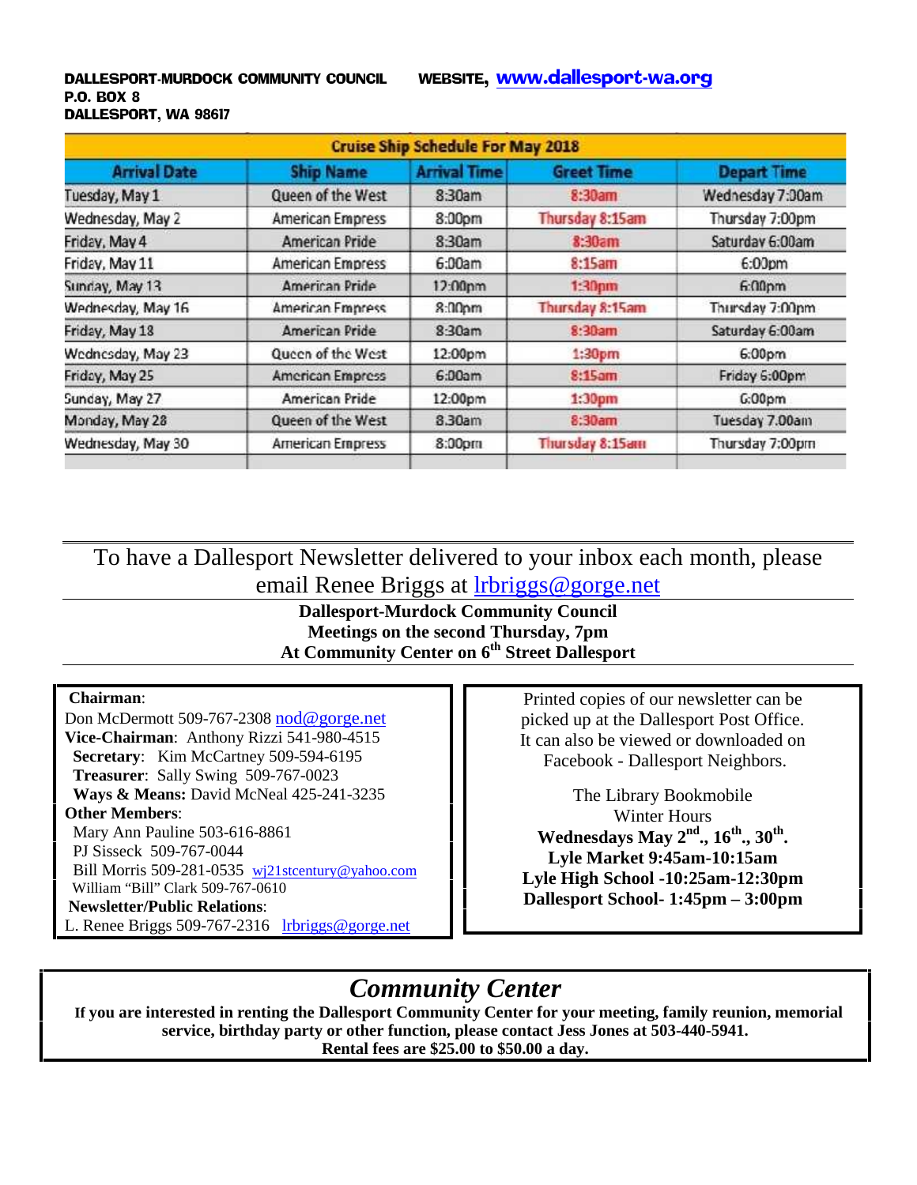**DALLESPORT-MURDOCK COMMUNITY COUNCIL** **WEBSITE, [www.dallesport-wa.org](http://www.dallesport-wa.org)**
**P.O. BOX 8**
**DALLESPORT, WA 98617**

| Cruise Ship Schedule For May 2018 | | | | |
|---|---|---|---|---|
| **Arrival Date** | **Ship Name** | **Arrival Time** | **Greet Time** | **Depart Time** |
| Tuesday, May 1 | Queen of the West | 8:30am | 8:30am | Wednesday 7:00am |
| Wednesday, May 2 | American Empress | 8:00pm | Thursday 8:15am | Thursday 7:00pm |
| Friday, May 4 | American Pride | 8:30am | 8:30am | Saturday 6:00am |
| Friday, May 11 | American Empress | 6:00am | 8:15am | 6:00pm |
| Sunday, May 13 | American Pride | 12:00pm | 1:30pm | 6:00pm |
| Wednesday, May 16 | American Empress | 8:00pm | Thursday 8:15am | Thursday 7:00pm |
| Friday, May 18 | American Pride | 8:30am | 8:30am | Saturday 6:00am |
| Wednesday, May 23 | Queen of the West | 12:00pm | 1:30pm | 6:00pm |
| Friday, May 25 | American Empress | 6:00am | 8:15am | Friday 6:00pm |
| Sunday, May 27 | American Pride | 12:00pm | 1:30pm | 6:00pm |
| Monday, May 28 | Queen of the West | 8.30am | 8:30am | Tuesday 7.00am |
| Wednesday, May 30 | American Empress | 8:00pm | Thursday 8:15am | Thursday 7:00pm |

To have a Dallesport Newsletter delivered to your inbox each month, please email Renee Briggs at lrbriggs@gorge.net

**Dallesport-Murdock Community Council**
**Meetings on the second Thursday, 7pm**
**At Community Center on 6th Street Dallesport**

**Chairman**:
Don McDermott 509-767-2308 nod@gorge.net
**Vice-Chairman**: Anthony Rizzi 541-980-4515
**Secretary**: Kim McCartney 509-594-6195
**Treasurer**: Sally Swing 509-767-0023
**Ways & Means:** David McNeal 425-241-3235
**Other Members**:
Mary Ann Pauline 503-616-8861
PJ Sisseck 509-767-0044
Bill Morris 509-281-0535 wj21stcentury@yahoo.com
William "Bill" Clark 509-767-0610
**Newsletter/Public Relations**:
L. Renee Briggs 509-767-2316 lrbriggs@gorge.net

Printed copies of our newsletter can be picked up at the Dallesport Post Office. It can also be viewed or downloaded on Facebook - Dallesport Neighbors.

The Library Bookmobile
Winter Hours
**Wednesdays May 2nd., 16th., 30th.**
**Lyle Market 9:45am-10:15am**
**Lyle High School -10:25am-12:30pm**
**Dallesport School- 1:45pm – 3:00pm**

## *Community Center*

**If you are interested in renting the Dallesport Community Center for your meeting, family reunion, memorial service, birthday party or other function, please contact Jess Jones at 503-440-5941.**
**Rental fees are $25.00 to $50.00 a day.**